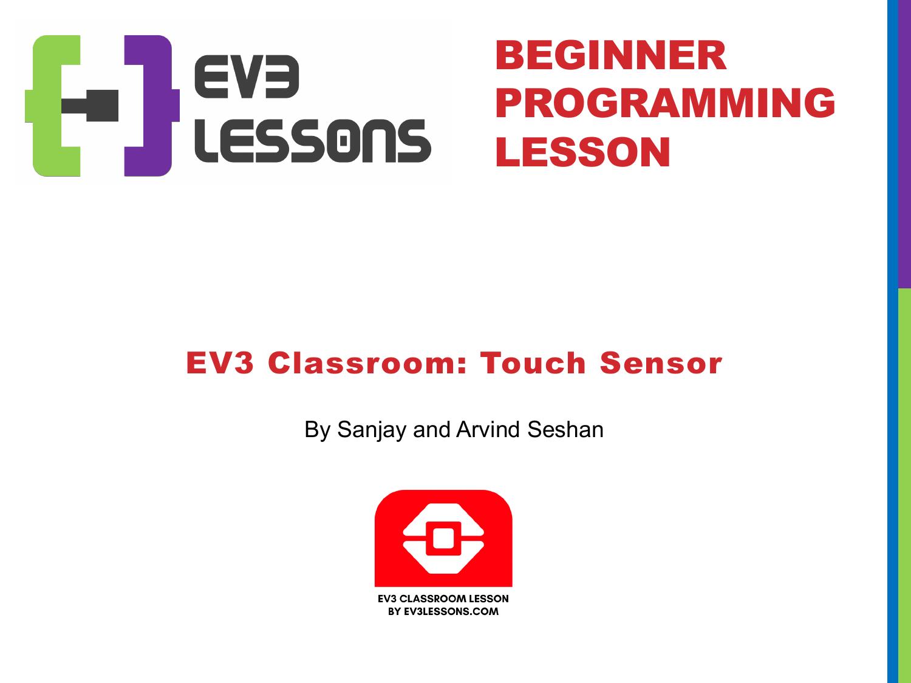EV3 LESSONS

# BEGINNER PROGRAMMING LESSON

## EV3 Classroom: Touch Sensor

By Sanjay and Arvind Seshan

EV3 CLASSROOM LESSON
BY EV3LESSONS.COM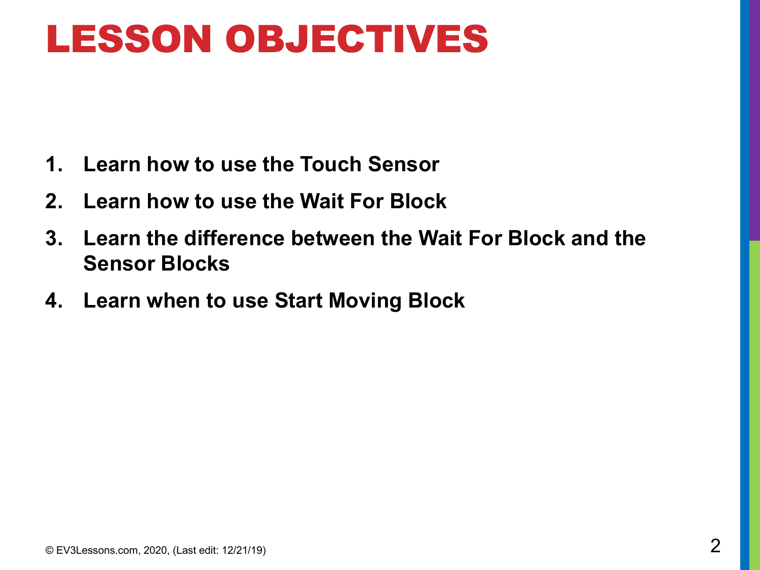# LESSON OBJECTIVES

1. **Learn how to use the Touch Sensor**
2. **Learn how to use the Wait For Block**
3. **Learn the difference between the Wait For Block and the Sensor Blocks**
4. **Learn when to use Start Moving Block**

© EV3Lessons.com, 2020, (Last edit: 12/21/19)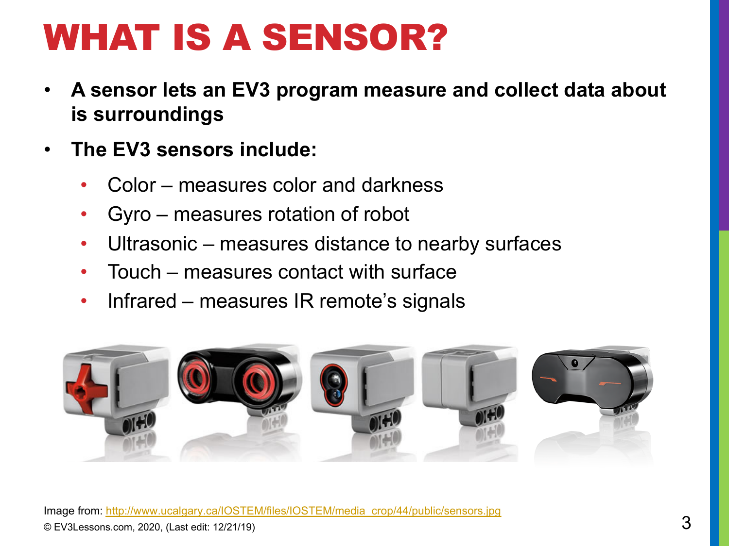# WHAT IS A SENSOR?

- **A sensor lets an EV3 program measure and collect data about is surroundings**
- **The EV3 sensors include:**
  - Color – measures color and darkness
  - Gyro – measures rotation of robot
  - Ultrasonic – measures distance to nearby surfaces
  - Touch – measures contact with surface
  - Infrared – measures IR remote's signals

Image from: http://www.ucalgary.ca/IOSTEM/files/IOSTEM/media_crop/44/public/sensors.jpg

© EV3Lessons.com, 2020, (Last edit: 12/21/19)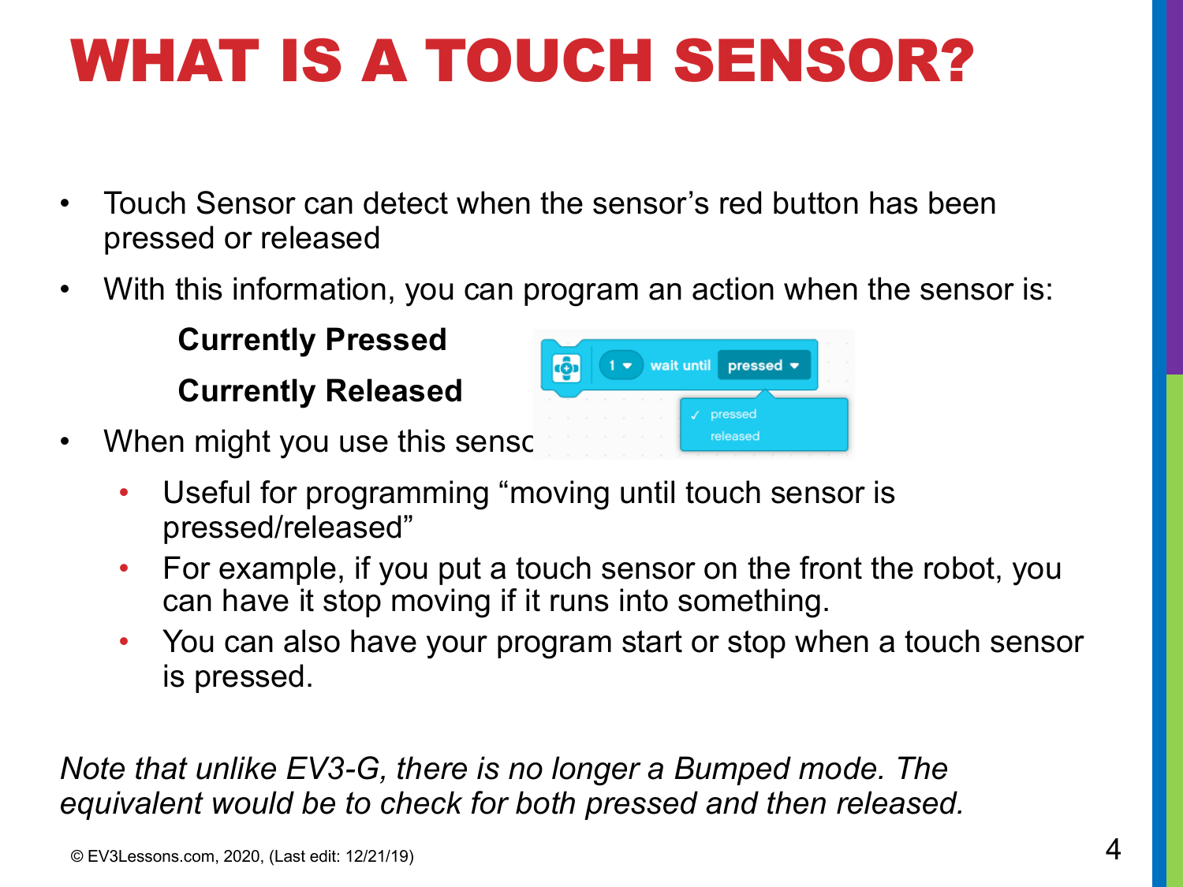# WHAT IS A TOUCH SENSOR?

- Touch Sensor can detect when the sensor's red button has been pressed or released
- With this information, you can program an action when the sensor is:

  **Currently Pressed**

  **Currently Released**

- When might you use this sensor?
  - Useful for programming "moving until touch sensor is pressed/released"
  - For example, if you put a touch sensor on the front the robot, you can have it stop moving if it runs into something.
  - You can also have your program start or stop when a touch sensor is pressed.

*Note that unlike EV3-G, there is no longer a Bumped mode. The equivalent would be to check for both pressed and then released.*

© EV3Lessons.com, 2020, (Last edit: 12/21/19)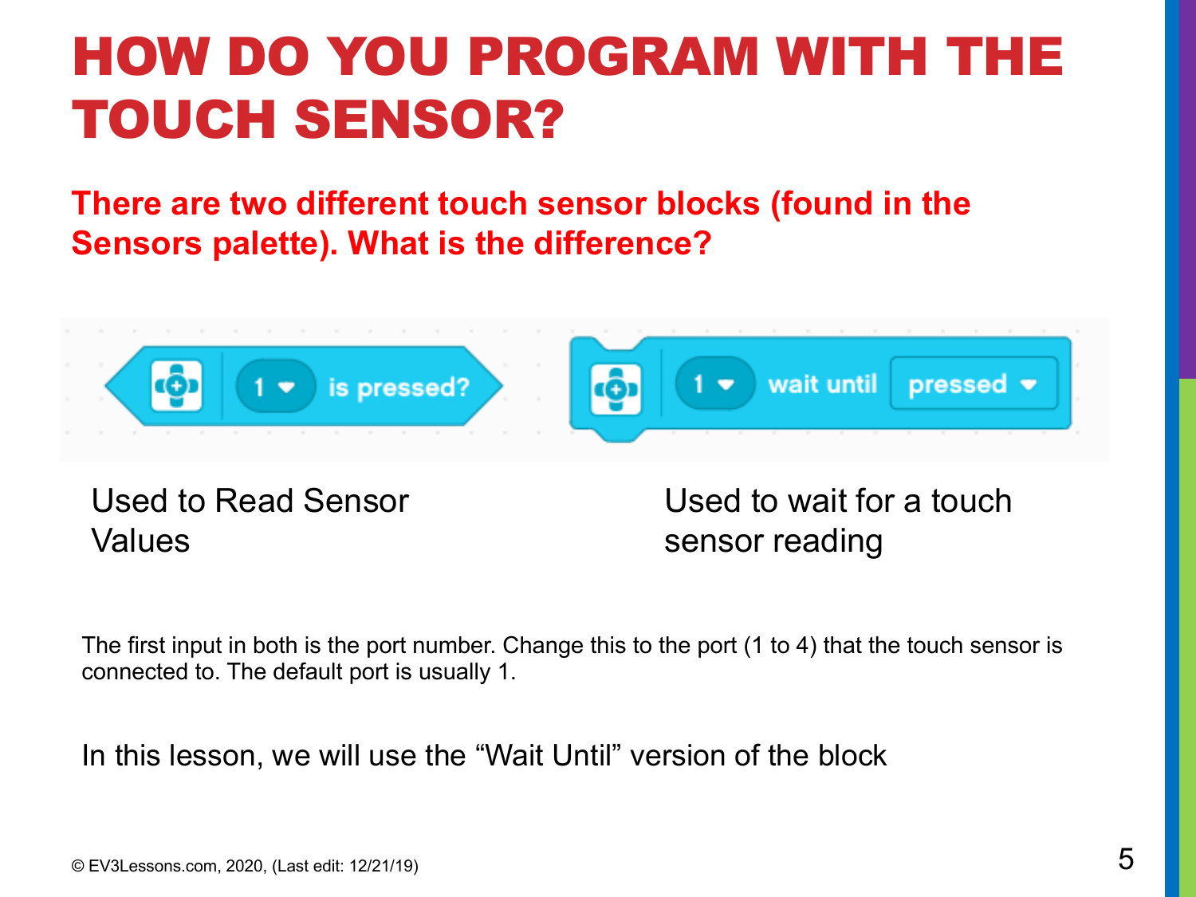# HOW DO YOU PROGRAM WITH THE TOUCH SENSOR?

**There are two different touch sensor blocks (found in the Sensors palette). What is the difference?**

1 is pressed?

1 wait until pressed

Used to Read Sensor Values

Used to wait for a touch sensor reading

The first input in both is the port number. Change this to the port (1 to 4) that the touch sensor is connected to. The default port is usually 1.

In this lesson, we will use the "Wait Until" version of the block

© EV3Lessons.com, 2020, (Last edit: 12/21/19)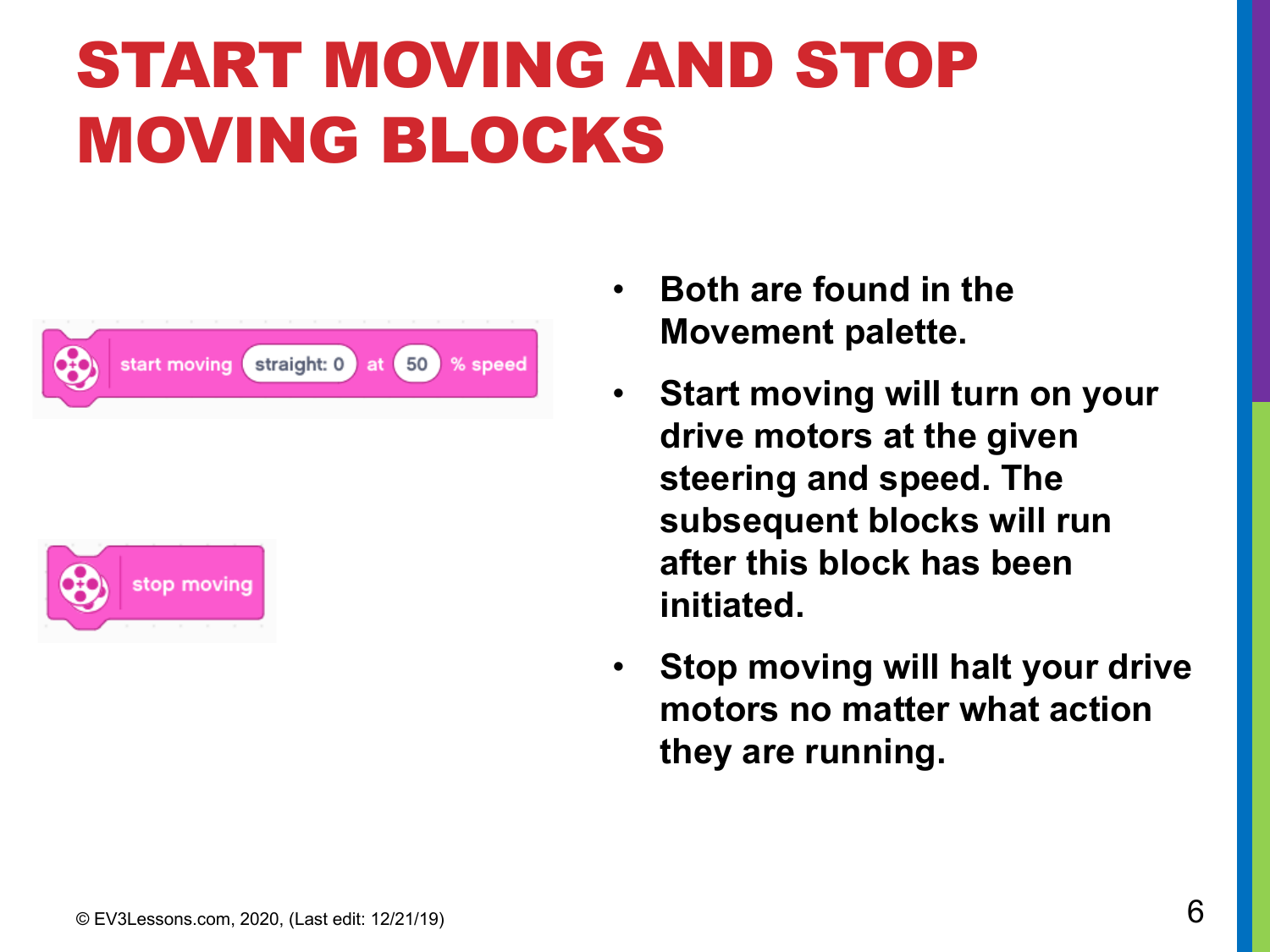# START MOVING AND STOP MOVING BLOCKS

start moving (straight: 0) at (50) % speed

stop moving

- Both are found in the Movement palette.
- Start moving will turn on your drive motors at the given steering and speed. The subsequent blocks will run after this block has been initiated.
- Stop moving will halt your drive motors no matter what action they are running.

© EV3Lessons.com, 2020, (Last edit: 12/21/19)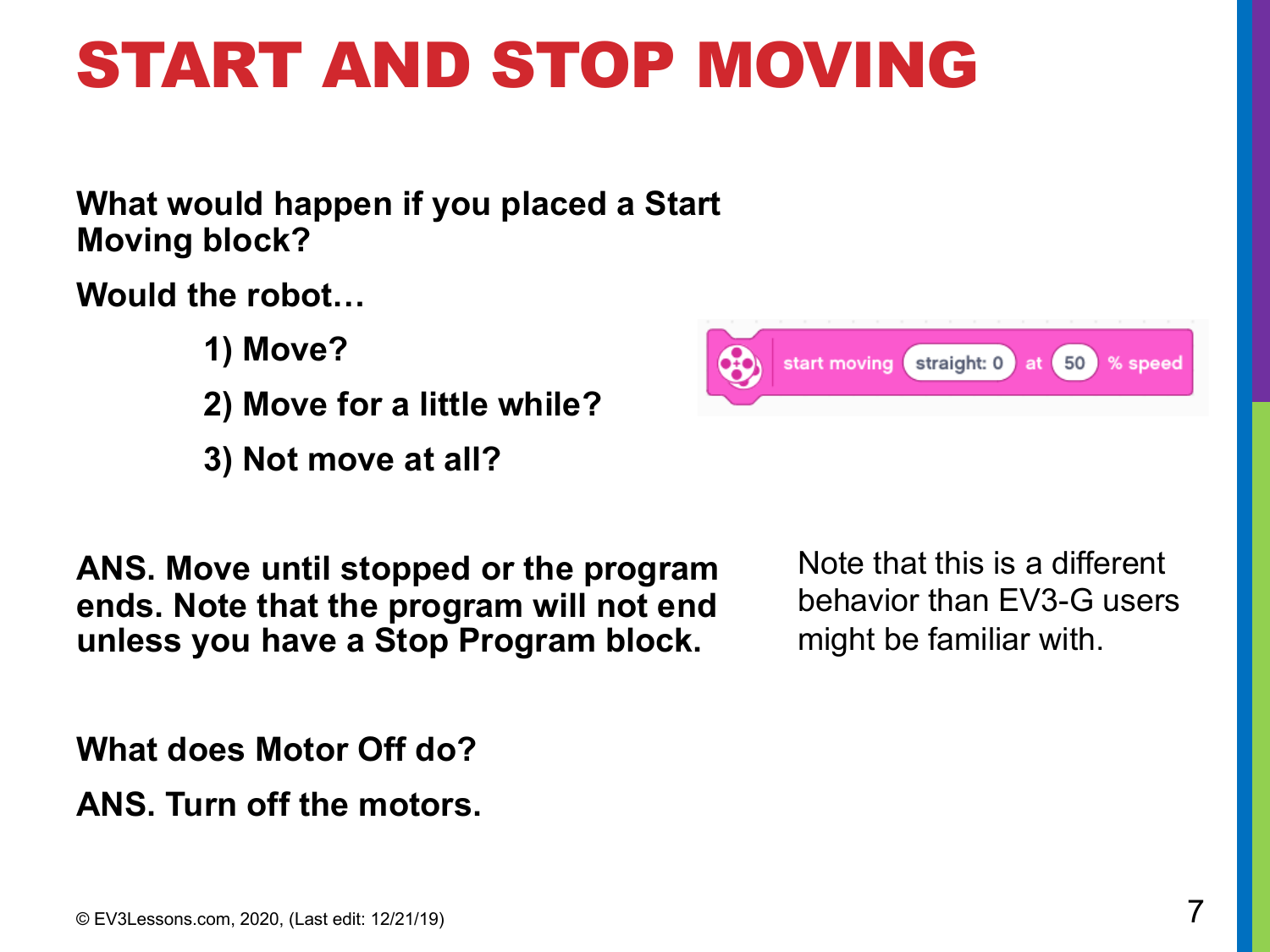# START AND STOP MOVING

**What would happen if you placed a Start Moving block?**

**Would the robot…**

**1) Move?**

**2) Move for a little while?**

**3) Not move at all?**

start moving straight: 0 at 50 % speed

**ANS. Move until stopped or the program ends. Note that the program will not end unless you have a Stop Program block.**

Note that this is a different behavior than EV3-G users might be familiar with.

**What does Motor Off do?**

**ANS. Turn off the motors.**

© EV3Lessons.com, 2020, (Last edit: 12/21/19)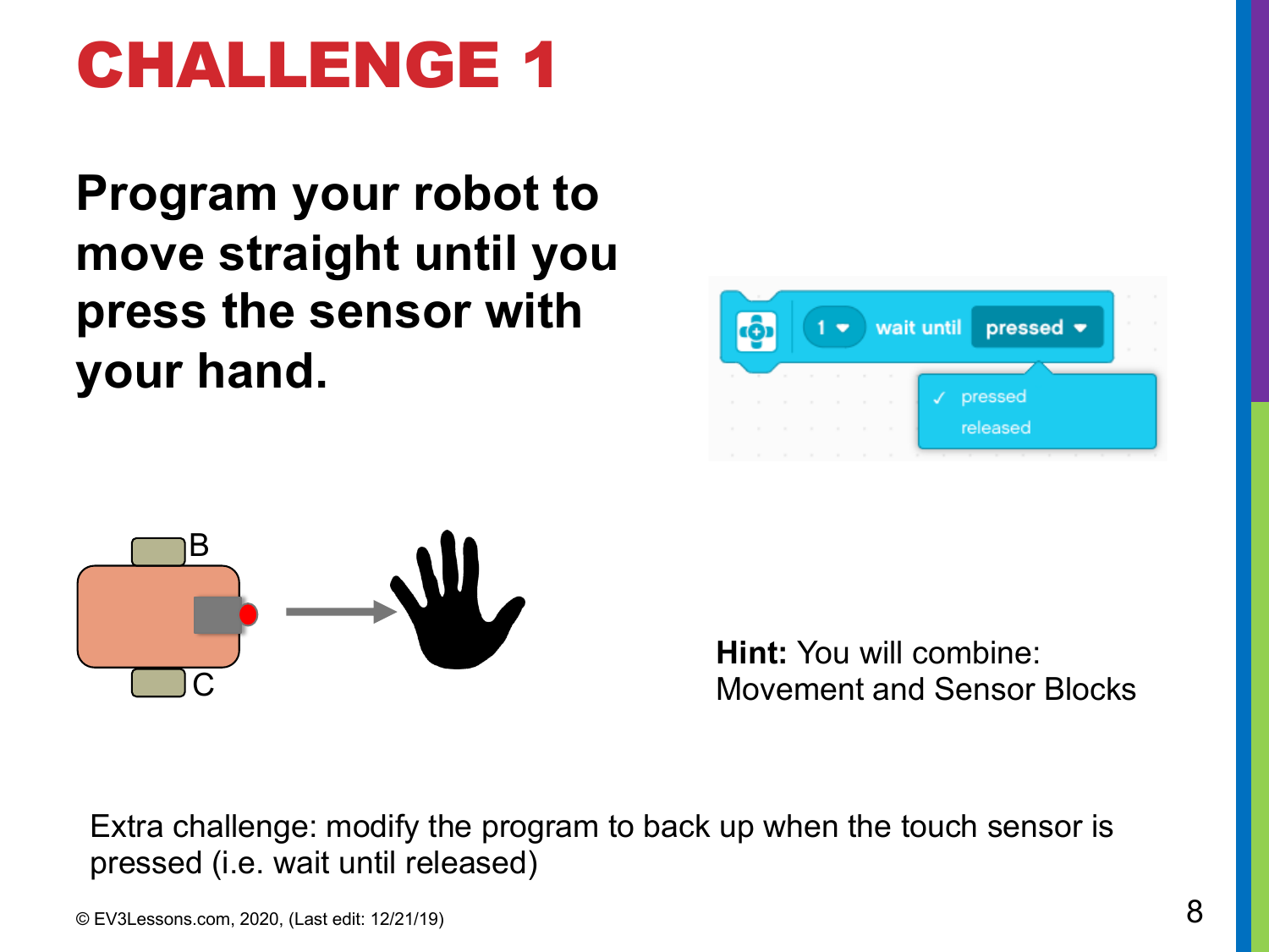# CHALLENGE 1

## Program your robot to move straight until you press the sensor with your hand.

**Hint:** You will combine: Movement and Sensor Blocks

Extra challenge: modify the program to back up when the touch sensor is pressed (i.e. wait until released)

© EV3Lessons.com, 2020, (Last edit: 12/21/19)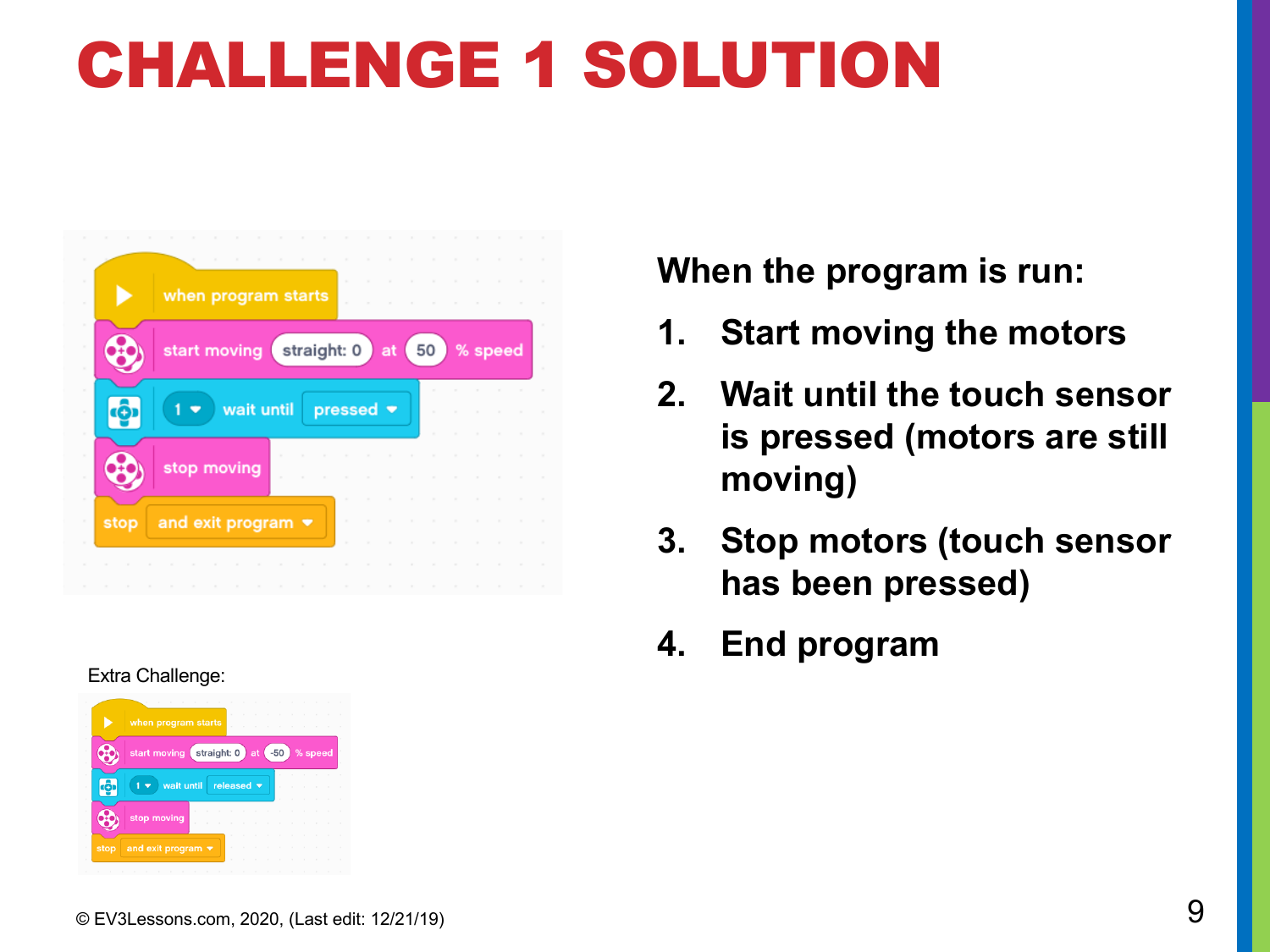# CHALLENGE 1 SOLUTION

```
when program starts
start moving straight: 0 at 50 % speed
1 wait until pressed
stop moving
stop and exit program
```

Extra Challenge:

```
when program starts
start moving straight: 0 at -50 % speed
1 wait until released
stop moving
stop and exit program
```

**When the program is run:**

1. **Start moving the motors**
2. **Wait until the touch sensor is pressed (motors are still moving)**
3. **Stop motors (touch sensor has been pressed)**
4. **End program**

© EV3Lessons.com, 2020, (Last edit: 12/21/19)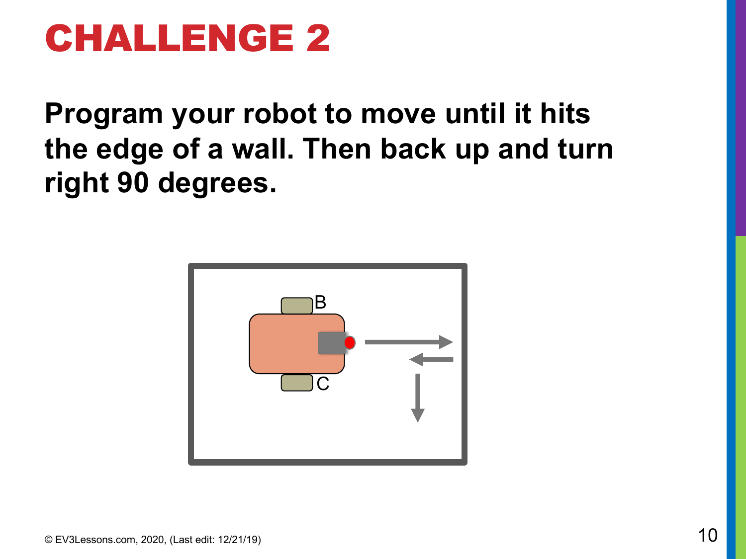# CHALLENGE 2

**Program your robot to move until it hits the edge of a wall. Then back up and turn right 90 degrees.**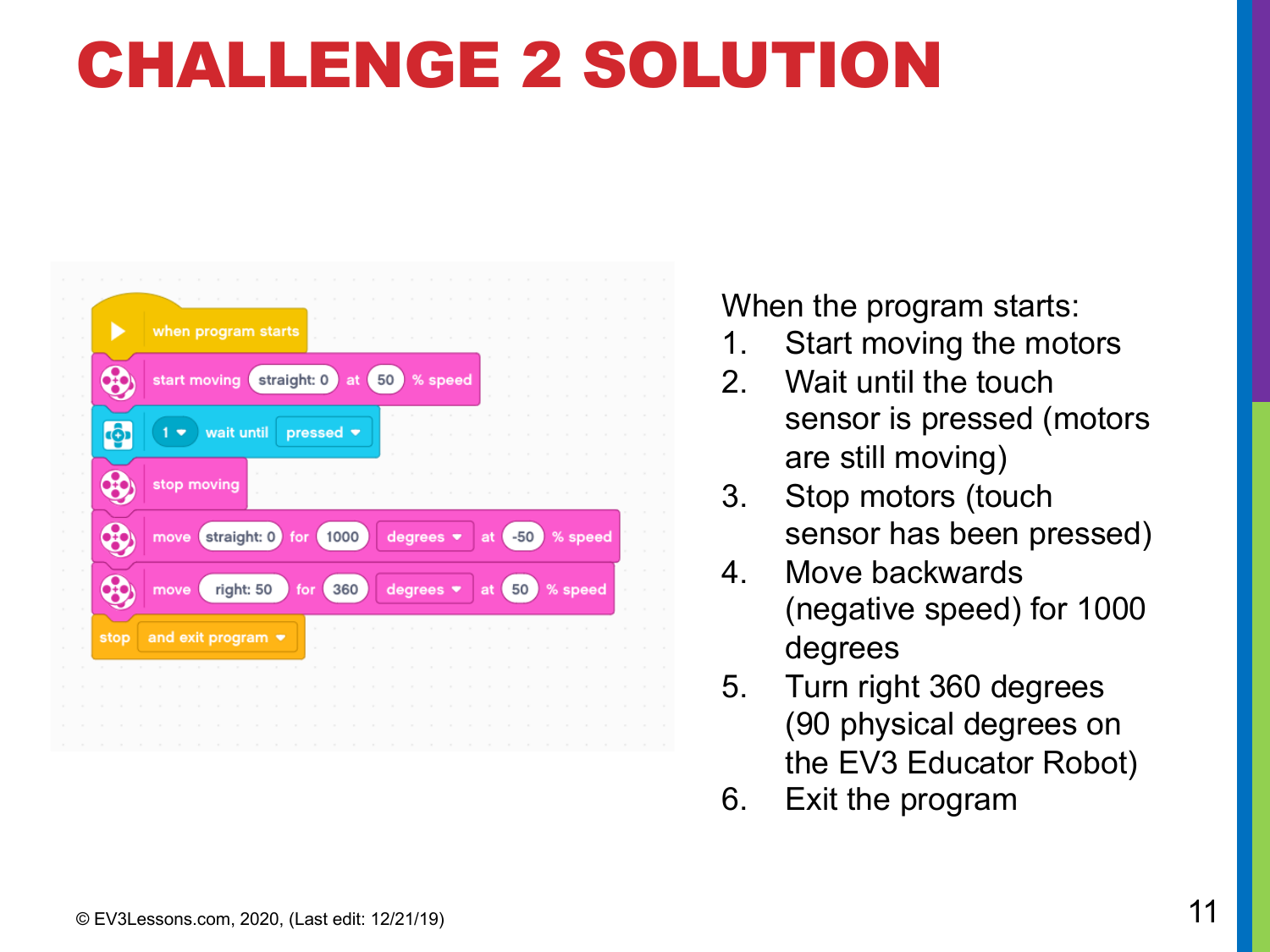# CHALLENGE 2 SOLUTION

```
when program starts
start moving straight: 0 at 50 % speed
1 wait until pressed
stop moving
move straight: 0 for 1000 degrees at -50 % speed
move right: 50 for 360 degrees at 50 % speed
stop and exit program
```

When the program starts:

1. Start moving the motors
2. Wait until the touch sensor is pressed (motors are still moving)
3. Stop motors (touch sensor has been pressed)
4. Move backwards (negative speed) for 1000 degrees
5. Turn right 360 degrees (90 physical degrees on the EV3 Educator Robot)
6. Exit the program

© EV3Lessons.com, 2020, (Last edit: 12/21/19)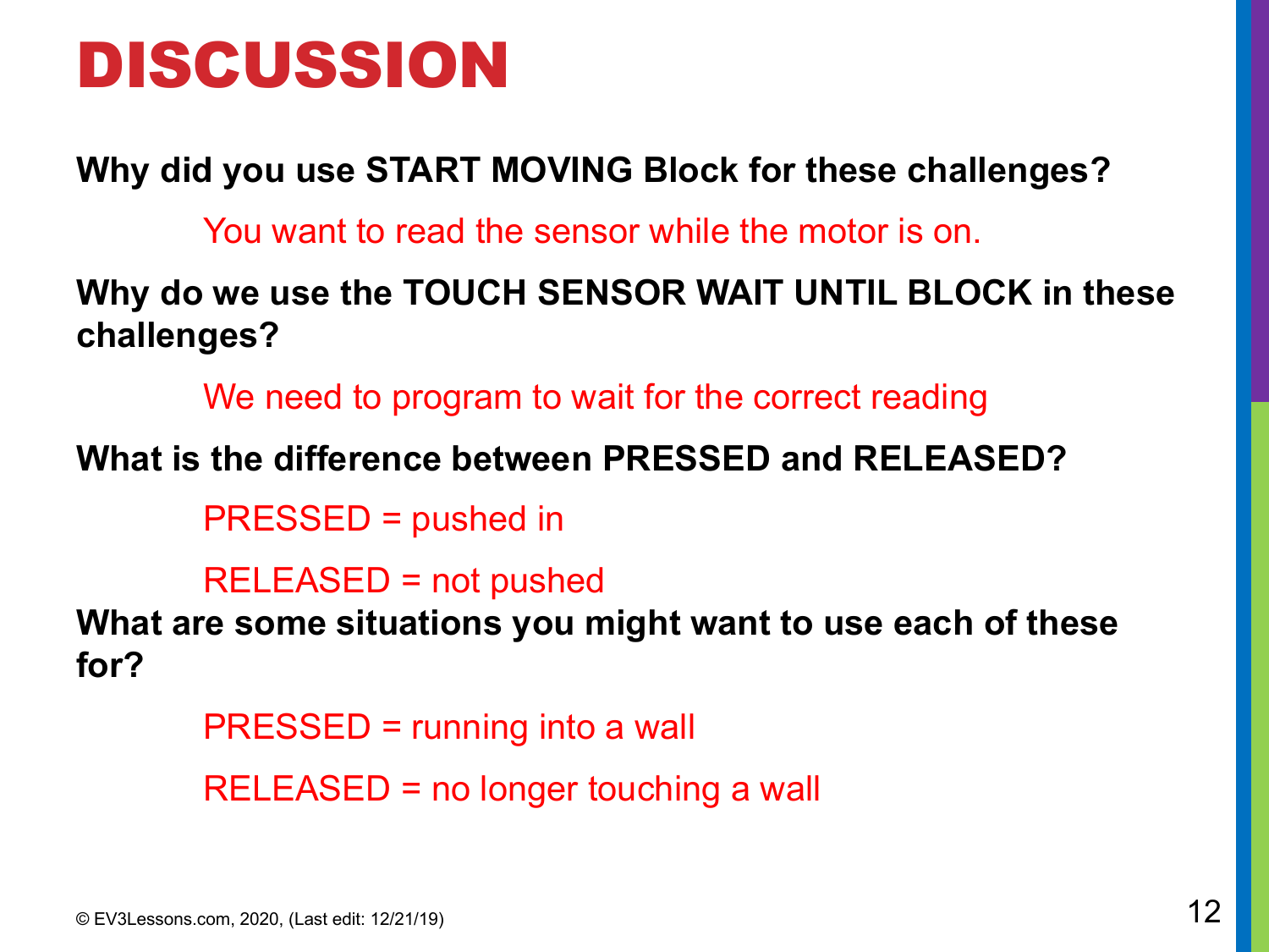# DISCUSSION

**Why did you use START MOVING Block for these challenges?**

You want to read the sensor while the motor is on.

**Why do we use the TOUCH SENSOR WAIT UNTIL BLOCK in these challenges?**

We need to program to wait for the correct reading

**What is the difference between PRESSED and RELEASED?**

PRESSED = pushed in

RELEASED = not pushed

**What are some situations you might want to use each of these for?**

PRESSED = running into a wall

RELEASED = no longer touching a wall

© EV3Lessons.com, 2020, (Last edit: 12/21/19)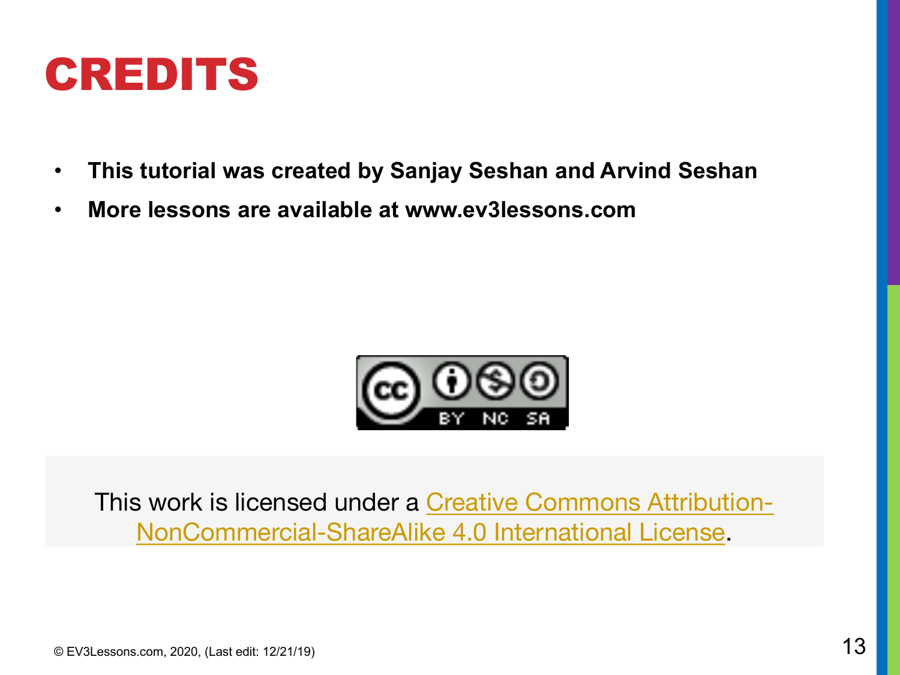# CREDITS

- **This tutorial was created by Sanjay Seshan and Arvind Seshan**
- **More lessons are available at www.ev3lessons.com**

This work is licensed under a Creative Commons Attribution-NonCommercial-ShareAlike 4.0 International License.

© EV3Lessons.com, 2020, (Last edit: 12/21/19)